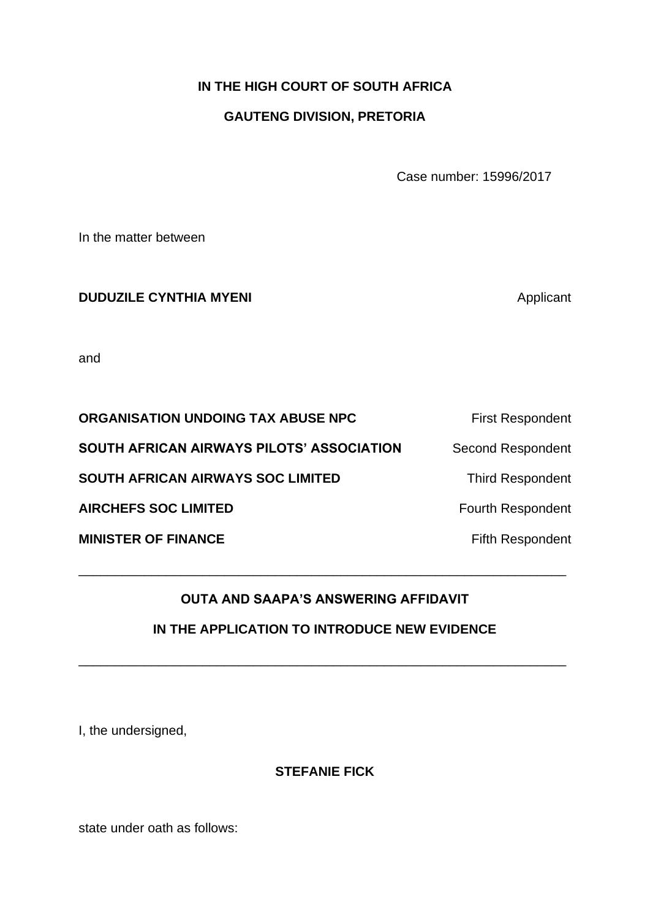**IN THE HIGH COURT OF SOUTH AFRICA**

**GAUTENG DIVISION, PRETORIA**

Case number: 15996/2017

In the matter between

| | |
|---|---|
| **DUDUZILE CYNTHIA MYENI** | Applicant |

and

| | |
|---|---|
| **ORGANISATION UNDOING TAX ABUSE NPC** | First Respondent |
| **SOUTH AFRICAN AIRWAYS PILOTS' ASSOCIATION** | Second Respondent |
| **SOUTH AFRICAN AIRWAYS SOC LIMITED** | Third Respondent |
| **AIRCHEFS SOC LIMITED** | Fourth Respondent |
| **MINISTER OF FINANCE** | Fifth Respondent |

---

**OUTA AND SAAPA'S ANSWERING AFFIDAVIT**

**IN THE APPLICATION TO INTRODUCE NEW EVIDENCE**

---

I, the undersigned,

**STEFANIE FICK**

state under oath as follows: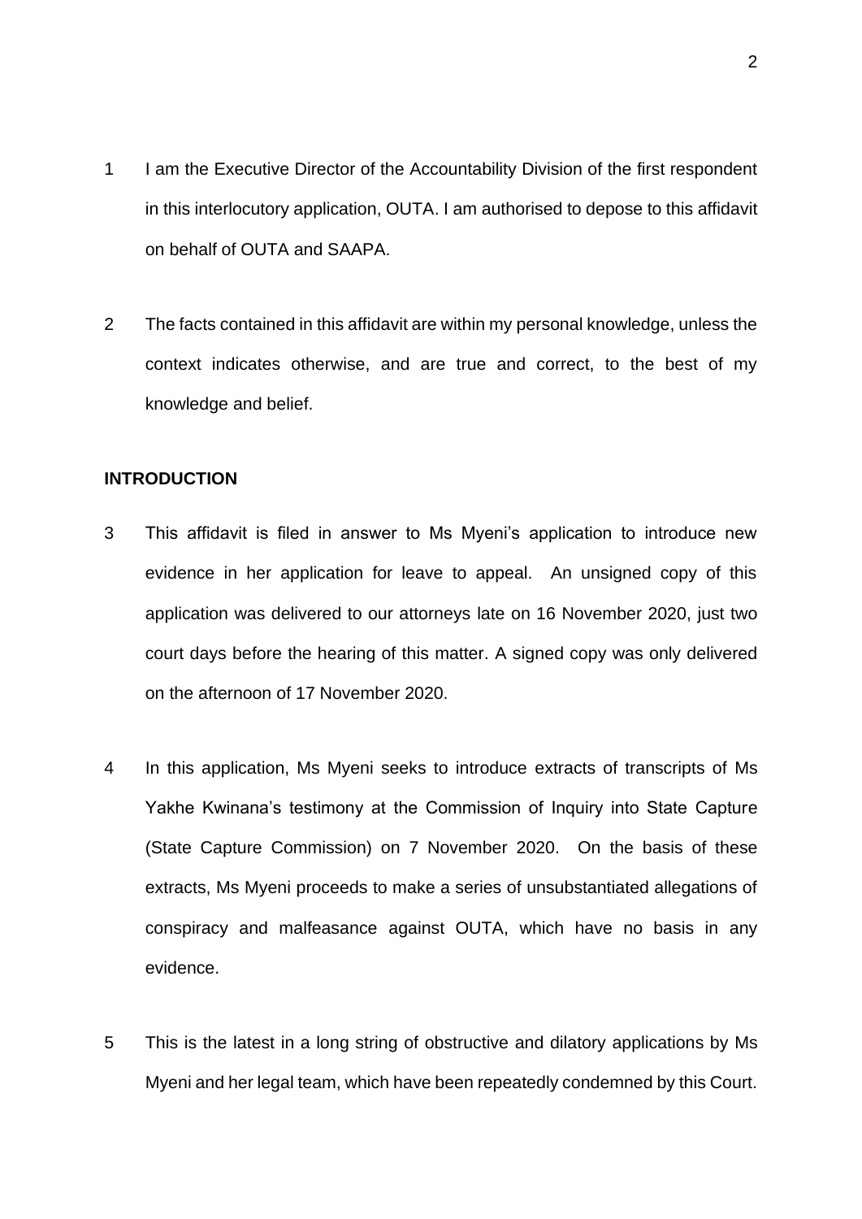1 I am the Executive Director of the Accountability Division of the first respondent in this interlocutory application, OUTA. I am authorised to depose to this affidavit on behalf of OUTA and SAAPA.

2 The facts contained in this affidavit are within my personal knowledge, unless the context indicates otherwise, and are true and correct, to the best of my knowledge and belief.

**INTRODUCTION**

3 This affidavit is filed in answer to Ms Myeni's application to introduce new evidence in her application for leave to appeal. An unsigned copy of this application was delivered to our attorneys late on 16 November 2020, just two court days before the hearing of this matter. A signed copy was only delivered on the afternoon of 17 November 2020.

4 In this application, Ms Myeni seeks to introduce extracts of transcripts of Ms Yakhe Kwinana's testimony at the Commission of Inquiry into State Capture (State Capture Commission) on 7 November 2020. On the basis of these extracts, Ms Myeni proceeds to make a series of unsubstantiated allegations of conspiracy and malfeasance against OUTA, which have no basis in any evidence.

5 This is the latest in a long string of obstructive and dilatory applications by Ms Myeni and her legal team, which have been repeatedly condemned by this Court.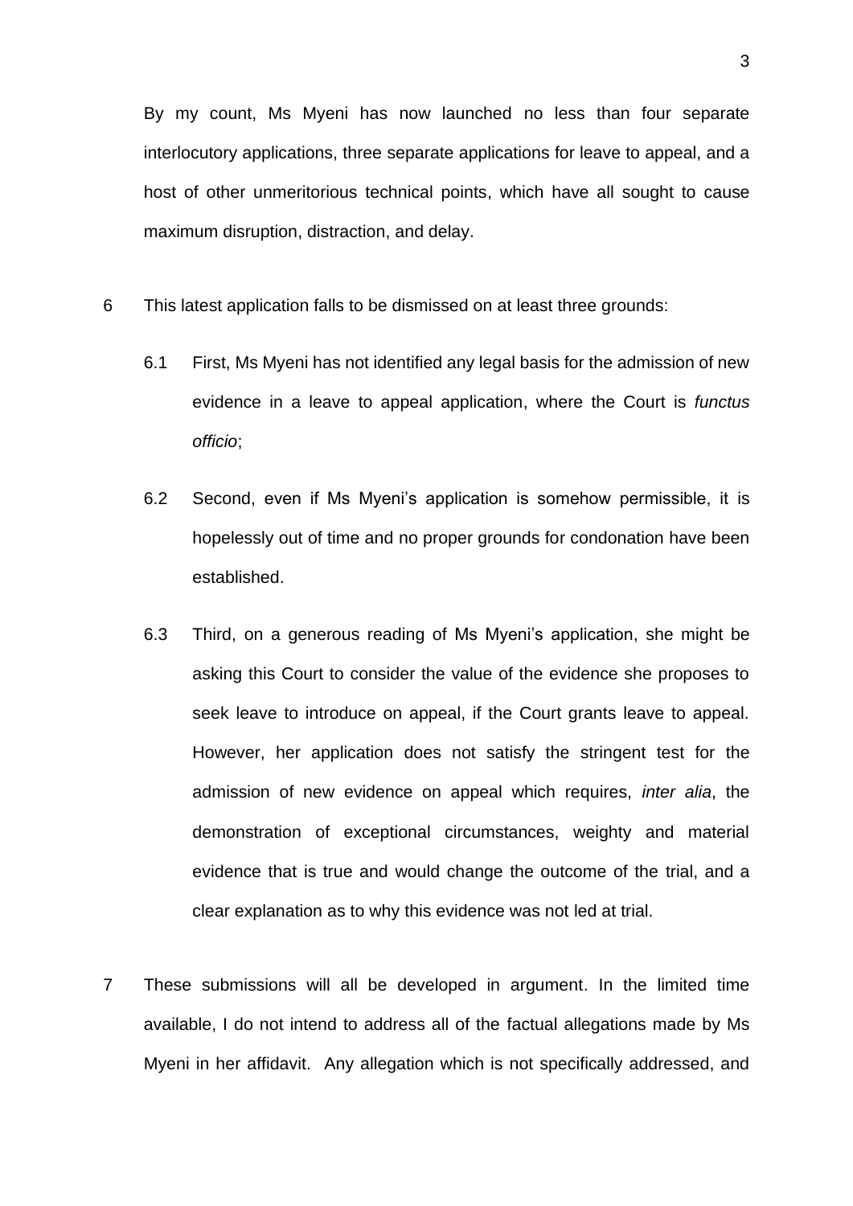By my count, Ms Myeni has now launched no less than four separate interlocutory applications, three separate applications for leave to appeal, and a host of other unmeritorious technical points, which have all sought to cause maximum disruption, distraction, and delay.

6 This latest application falls to be dismissed on at least three grounds:

6.1 First, Ms Myeni has not identified any legal basis for the admission of new evidence in a leave to appeal application, where the Court is *functus officio*;

6.2 Second, even if Ms Myeni's application is somehow permissible, it is hopelessly out of time and no proper grounds for condonation have been established.

6.3 Third, on a generous reading of Ms Myeni's application, she might be asking this Court to consider the value of the evidence she proposes to seek leave to introduce on appeal, if the Court grants leave to appeal. However, her application does not satisfy the stringent test for the admission of new evidence on appeal which requires, *inter alia*, the demonstration of exceptional circumstances, weighty and material evidence that is true and would change the outcome of the trial, and a clear explanation as to why this evidence was not led at trial.

7 These submissions will all be developed in argument. In the limited time available, I do not intend to address all of the factual allegations made by Ms Myeni in her affidavit. Any allegation which is not specifically addressed, and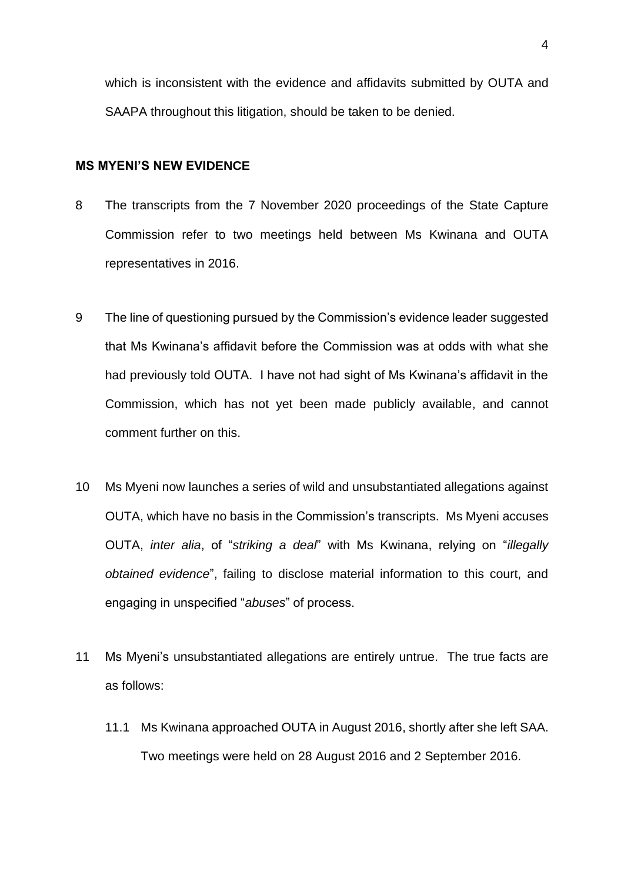which is inconsistent with the evidence and affidavits submitted by OUTA and SAAPA throughout this litigation, should be taken to be denied.

**MS MYENI'S NEW EVIDENCE**

8 The transcripts from the 7 November 2020 proceedings of the State Capture Commission refer to two meetings held between Ms Kwinana and OUTA representatives in 2016.

9 The line of questioning pursued by the Commission's evidence leader suggested that Ms Kwinana's affidavit before the Commission was at odds with what she had previously told OUTA. I have not had sight of Ms Kwinana's affidavit in the Commission, which has not yet been made publicly available, and cannot comment further on this.

10 Ms Myeni now launches a series of wild and unsubstantiated allegations against OUTA, which have no basis in the Commission's transcripts. Ms Myeni accuses OUTA, *inter alia*, of "*striking a deal*" with Ms Kwinana, relying on "*illegally obtained evidence*", failing to disclose material information to this court, and engaging in unspecified "*abuses*" of process.

11 Ms Myeni's unsubstantiated allegations are entirely untrue. The true facts are as follows:

11.1 Ms Kwinana approached OUTA in August 2016, shortly after she left SAA. Two meetings were held on 28 August 2016 and 2 September 2016.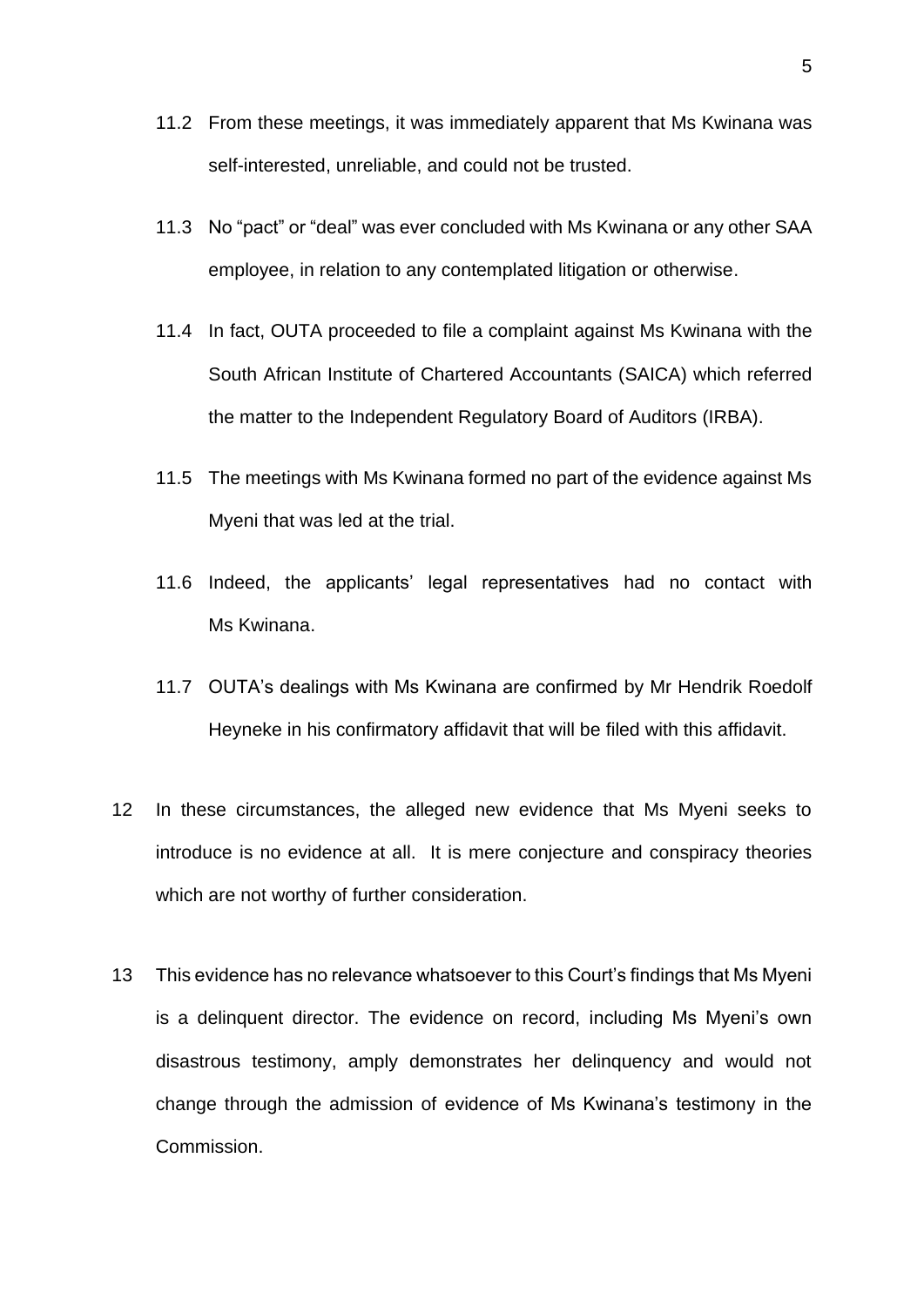11.2 From these meetings, it was immediately apparent that Ms Kwinana was self-interested, unreliable, and could not be trusted.

11.3 No "pact" or "deal" was ever concluded with Ms Kwinana or any other SAA employee, in relation to any contemplated litigation or otherwise.

11.4 In fact, OUTA proceeded to file a complaint against Ms Kwinana with the South African Institute of Chartered Accountants (SAICA) which referred the matter to the Independent Regulatory Board of Auditors (IRBA).

11.5 The meetings with Ms Kwinana formed no part of the evidence against Ms Myeni that was led at the trial.

11.6 Indeed, the applicants' legal representatives had no contact with Ms Kwinana.

11.7 OUTA's dealings with Ms Kwinana are confirmed by Mr Hendrik Roedolf Heyneke in his confirmatory affidavit that will be filed with this affidavit.

12 In these circumstances, the alleged new evidence that Ms Myeni seeks to introduce is no evidence at all. It is mere conjecture and conspiracy theories which are not worthy of further consideration.

13 This evidence has no relevance whatsoever to this Court's findings that Ms Myeni is a delinquent director. The evidence on record, including Ms Myeni's own disastrous testimony, amply demonstrates her delinquency and would not change through the admission of evidence of Ms Kwinana's testimony in the Commission.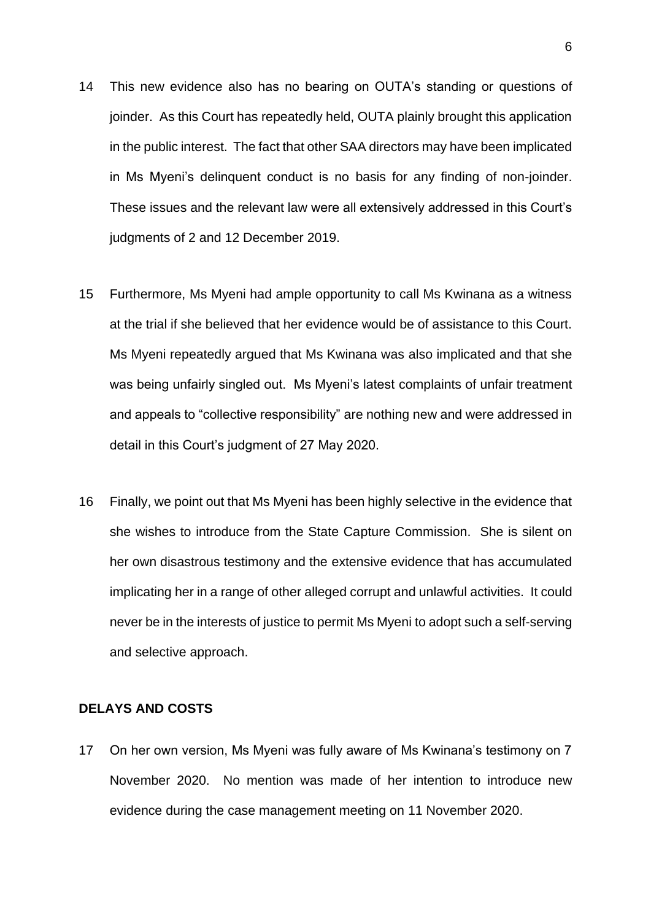14 This new evidence also has no bearing on OUTA's standing or questions of joinder. As this Court has repeatedly held, OUTA plainly brought this application in the public interest. The fact that other SAA directors may have been implicated in Ms Myeni's delinquent conduct is no basis for any finding of non-joinder. These issues and the relevant law were all extensively addressed in this Court's judgments of 2 and 12 December 2019.

15 Furthermore, Ms Myeni had ample opportunity to call Ms Kwinana as a witness at the trial if she believed that her evidence would be of assistance to this Court. Ms Myeni repeatedly argued that Ms Kwinana was also implicated and that she was being unfairly singled out. Ms Myeni's latest complaints of unfair treatment and appeals to "collective responsibility" are nothing new and were addressed in detail in this Court's judgment of 27 May 2020.

16 Finally, we point out that Ms Myeni has been highly selective in the evidence that she wishes to introduce from the State Capture Commission. She is silent on her own disastrous testimony and the extensive evidence that has accumulated implicating her in a range of other alleged corrupt and unlawful activities. It could never be in the interests of justice to permit Ms Myeni to adopt such a self-serving and selective approach.

## DELAYS AND COSTS

17 On her own version, Ms Myeni was fully aware of Ms Kwinana's testimony on 7 November 2020. No mention was made of her intention to introduce new evidence during the case management meeting on 11 November 2020.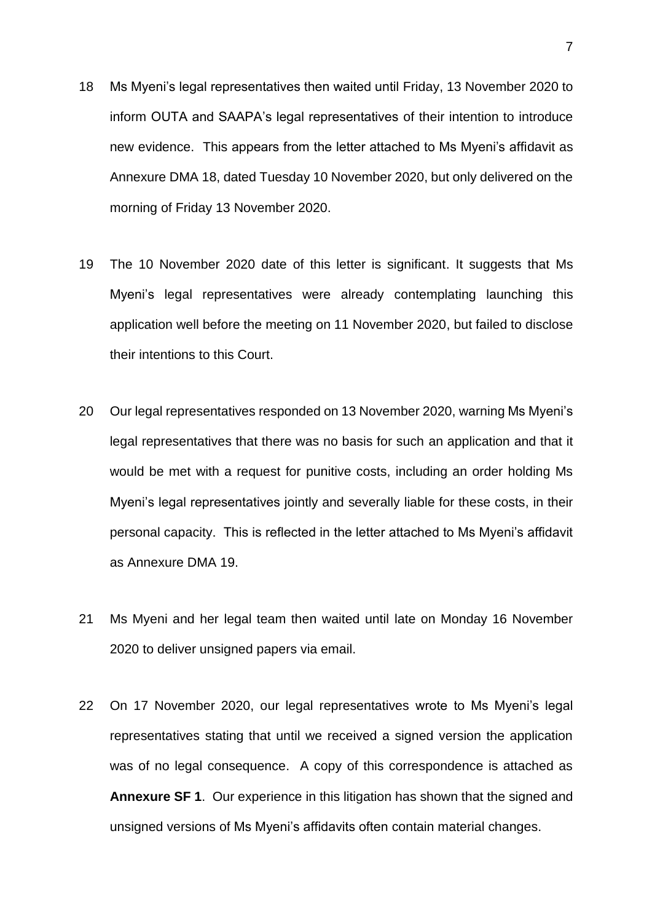18 Ms Myeni's legal representatives then waited until Friday, 13 November 2020 to inform OUTA and SAAPA's legal representatives of their intention to introduce new evidence. This appears from the letter attached to Ms Myeni's affidavit as Annexure DMA 18, dated Tuesday 10 November 2020, but only delivered on the morning of Friday 13 November 2020.

19 The 10 November 2020 date of this letter is significant. It suggests that Ms Myeni's legal representatives were already contemplating launching this application well before the meeting on 11 November 2020, but failed to disclose their intentions to this Court.

20 Our legal representatives responded on 13 November 2020, warning Ms Myeni's legal representatives that there was no basis for such an application and that it would be met with a request for punitive costs, including an order holding Ms Myeni's legal representatives jointly and severally liable for these costs, in their personal capacity. This is reflected in the letter attached to Ms Myeni's affidavit as Annexure DMA 19.

21 Ms Myeni and her legal team then waited until late on Monday 16 November 2020 to deliver unsigned papers via email.

22 On 17 November 2020, our legal representatives wrote to Ms Myeni's legal representatives stating that until we received a signed version the application was of no legal consequence. A copy of this correspondence is attached as **Annexure SF 1**. Our experience in this litigation has shown that the signed and unsigned versions of Ms Myeni's affidavits often contain material changes.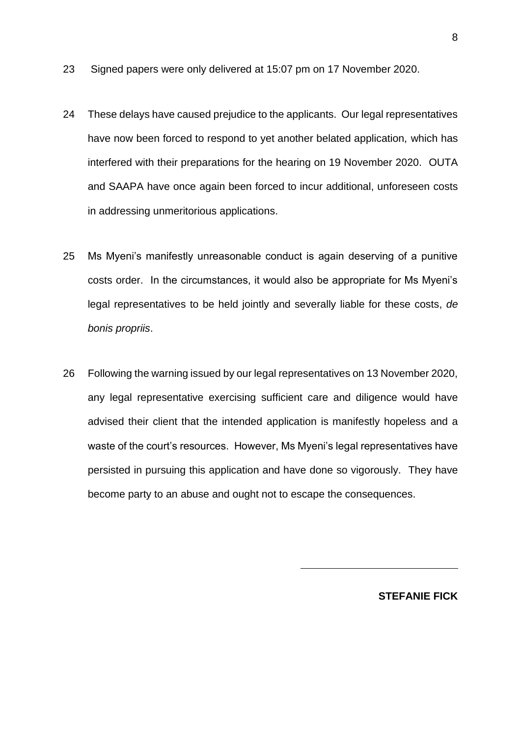23 Signed papers were only delivered at 15:07 pm on 17 November 2020.

24 These delays have caused prejudice to the applicants. Our legal representatives have now been forced to respond to yet another belated application, which has interfered with their preparations for the hearing on 19 November 2020. OUTA and SAAPA have once again been forced to incur additional, unforeseen costs in addressing unmeritorious applications.

25 Ms Myeni's manifestly unreasonable conduct is again deserving of a punitive costs order. In the circumstances, it would also be appropriate for Ms Myeni's legal representatives to be held jointly and severally liable for these costs, *de bonis propriis*.

26 Following the warning issued by our legal representatives on 13 November 2020, any legal representative exercising sufficient care and diligence would have advised their client that the intended application is manifestly hopeless and a waste of the court's resources. However, Ms Myeni's legal representatives have persisted in pursuing this application and have done so vigorously. They have become party to an abuse and ought not to escape the consequences.

---

**STEFANIE FICK**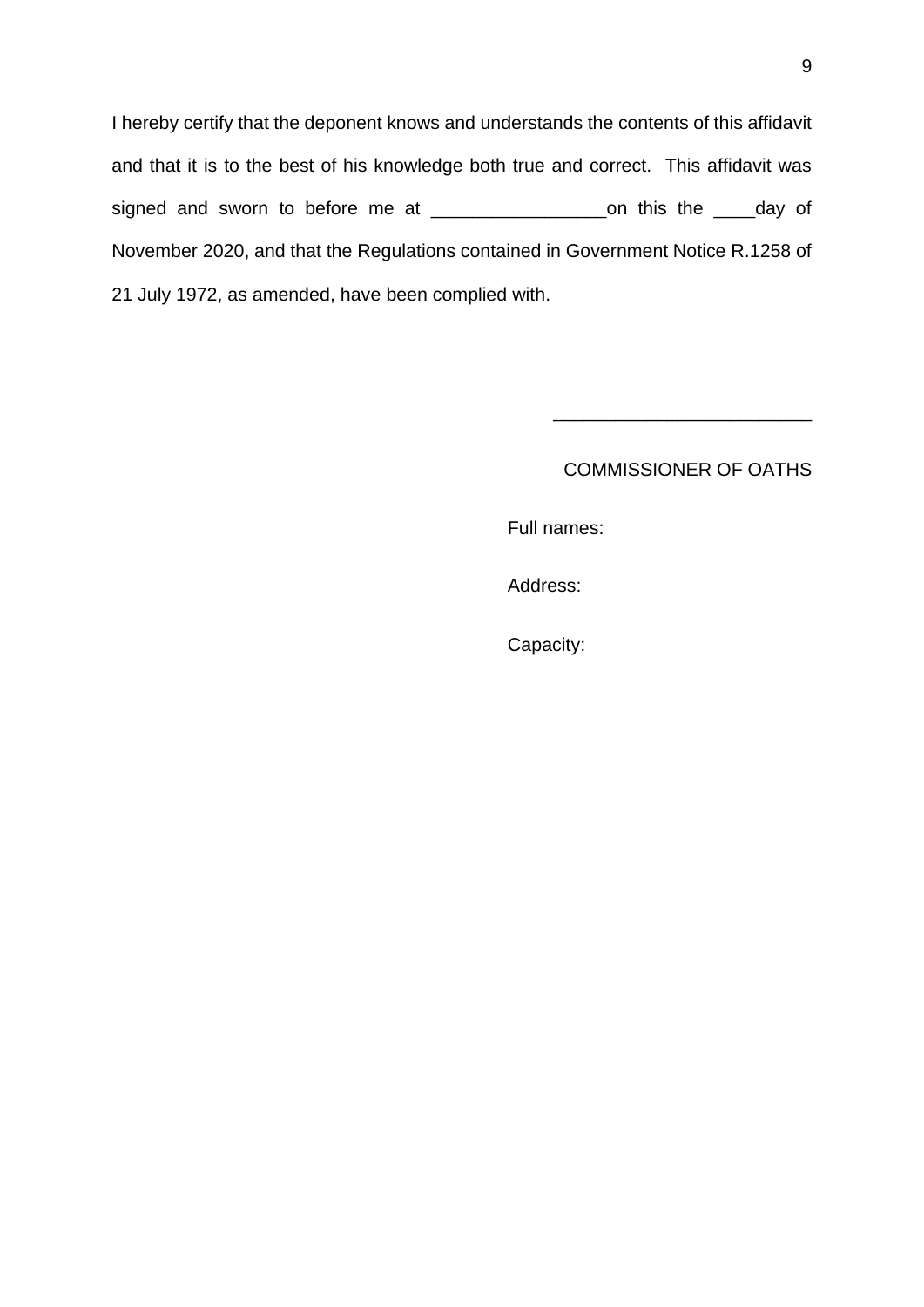I hereby certify that the deponent knows and understands the contents of this affidavit and that it is to the best of his knowledge both true and correct. This affidavit was signed and sworn to before me at _________________on this the ____day of November 2020, and that the Regulations contained in Government Notice R.1258 of 21 July 1972, as amended, have been complied with.

_________________________

COMMISSIONER OF OATHS

Full names:

Address:

Capacity: